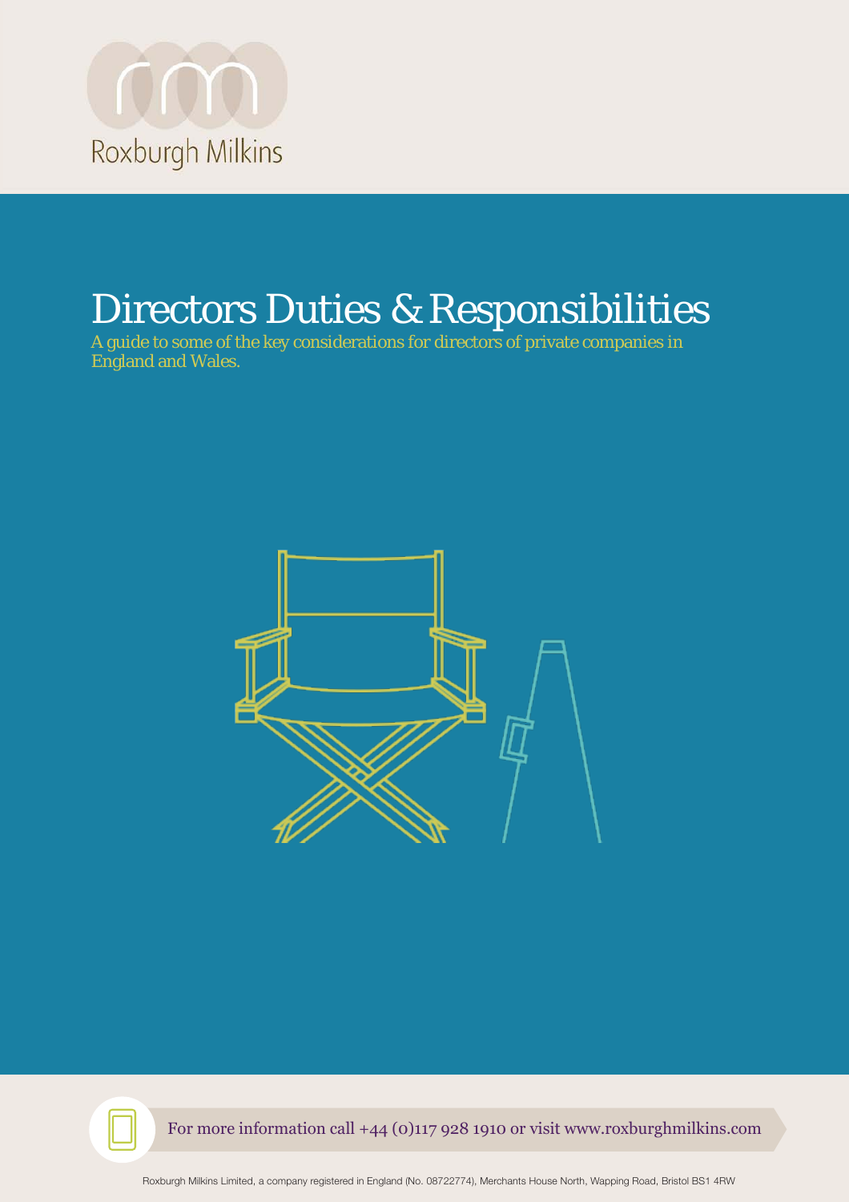Roxburgh Milkins

# Directors Duties & Responsibilities

A guide to some of the key considerations for directors of private companies in England and Wales.

For more information call +44 (0)117 928 1910 or visit www.roxburghmilkins.com

Roxburgh Milkins Limited, a company registered in England (No. 08722774), Merchants House North, Wapping Road, Bristol BS1 4RW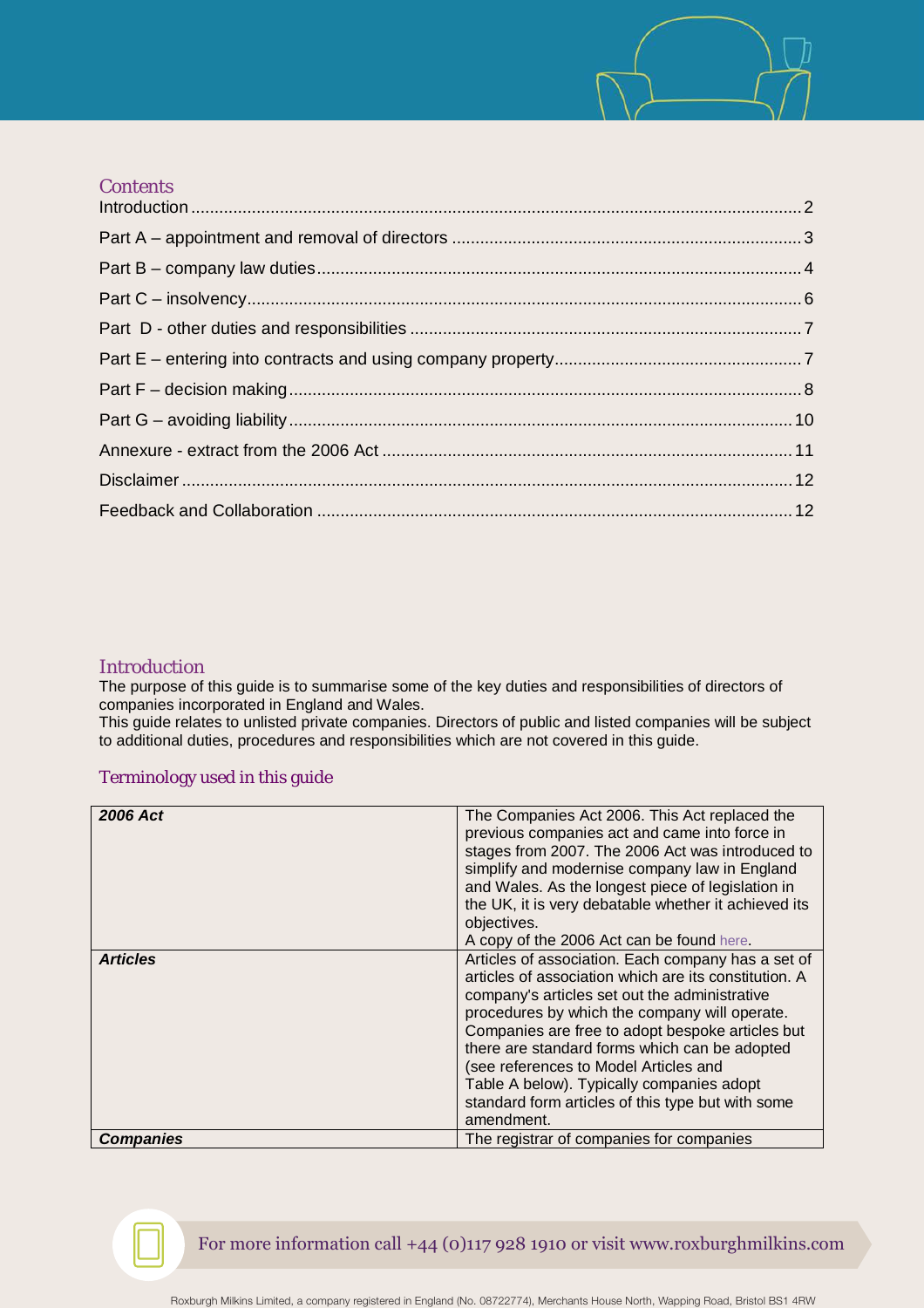## Contents

Introduction ..... 2
Part A – appointment and removal of directors ..... 3
Part B – company law duties ..... 4
Part C – insolvency ..... 6
Part D - other duties and responsibilities ..... 7
Part E – entering into contracts and using company property ..... 7
Part F – decision making ..... 8
Part G – avoiding liability ..... 10
Annexure - extract from the 2006 Act ..... 11
Disclaimer ..... 12
Feedback and Collaboration ..... 12

## Introduction

The purpose of this guide is to summarise some of the key duties and responsibilities of directors of companies incorporated in England and Wales.
This guide relates to unlisted private companies. Directors of public and listed companies will be subject to additional duties, procedures and responsibilities which are not covered in this guide.

### Terminology used in this guide

| | |
|---|---|
| ***2006 Act*** | The Companies Act 2006. This Act replaced the previous companies act and came into force in stages from 2007. The 2006 Act was introduced to simplify and modernise company law in England and Wales. As the longest piece of legislation in the UK, it is very debatable whether it achieved its objectives.<br>A copy of the 2006 Act can be found here. |
| ***Articles*** | Articles of association. Each company has a set of articles of association which are its constitution. A company's articles set out the administrative procedures by which the company will operate. Companies are free to adopt bespoke articles but there are standard forms which can be adopted (see references to Model Articles and Table A below). Typically companies adopt standard form articles of this type but with some amendment. |
| ***Companies*** | The registrar of companies for companies |

For more information call +44 (0)117 928 1910 or visit www.roxburghmilkins.com

Roxburgh Milkins Limited, a company registered in England (No. 08722774), Merchants House North, Wapping Road, Bristol BS1 4RW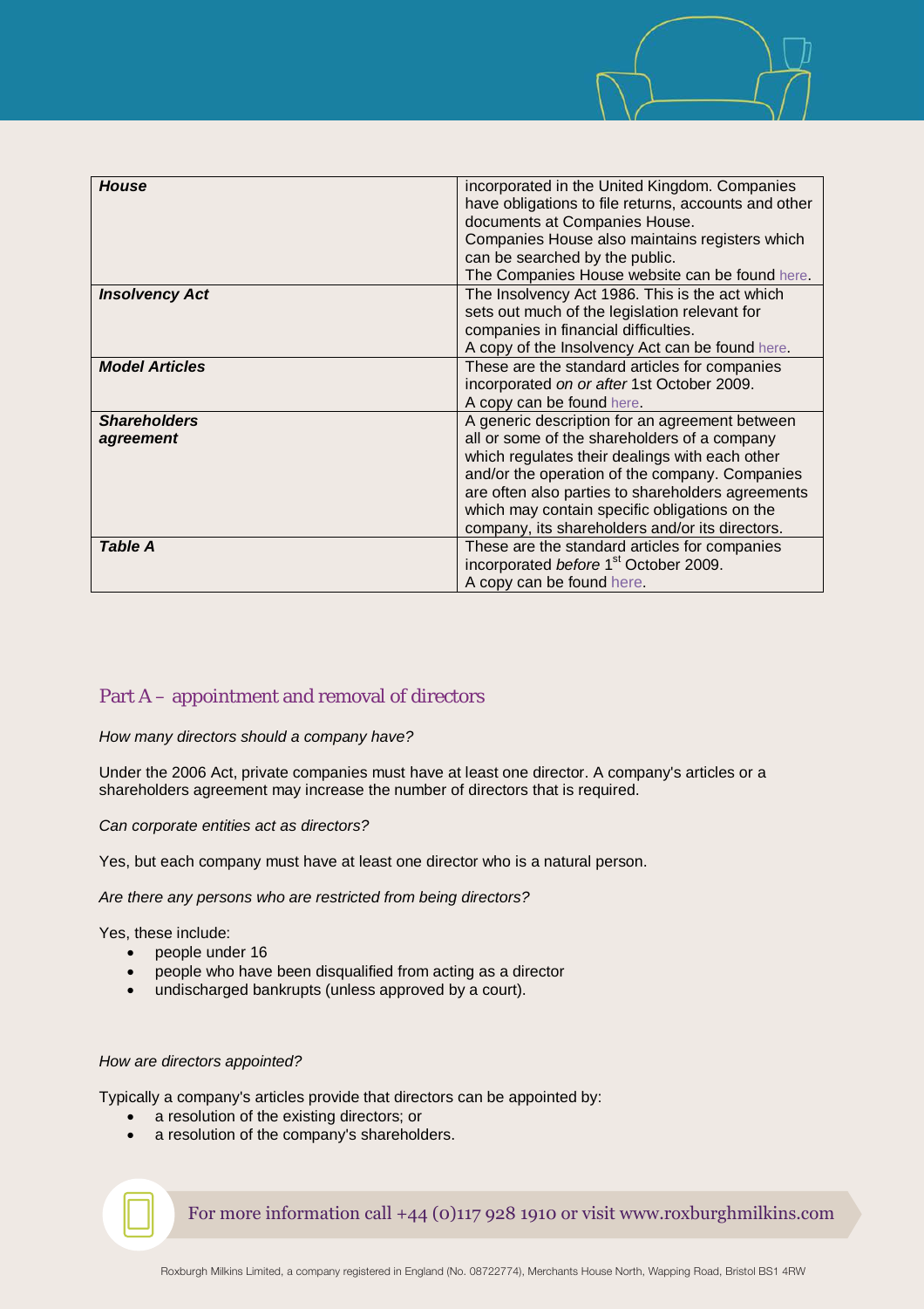| | |
|---|---|
| ***House*** | incorporated in the United Kingdom. Companies have obligations to file returns, accounts and other documents at Companies House. Companies House also maintains registers which can be searched by the public. The Companies House website can be found here. |
| ***Insolvency Act*** | The Insolvency Act 1986. This is the act which sets out much of the legislation relevant for companies in financial difficulties. A copy of the Insolvency Act can be found here. |
| ***Model Articles*** | These are the standard articles for companies incorporated *on or after* 1st October 2009. A copy can be found here. |
| ***Shareholders agreement*** | A generic description for an agreement between all or some of the shareholders of a company which regulates their dealings with each other and/or the operation of the company. Companies are often also parties to shareholders agreements which may contain specific obligations on the company, its shareholders and/or its directors. |
| ***Table A*** | These are the standard articles for companies incorporated *before* 1st October 2009. A copy can be found here. |

## Part A – appointment and removal of directors

*How many directors should a company have?*

Under the 2006 Act, private companies must have at least one director. A company's articles or a shareholders agreement may increase the number of directors that is required.

*Can corporate entities act as directors?*

Yes, but each company must have at least one director who is a natural person.

*Are there any persons who are restricted from being directors?*

Yes, these include:

- people under 16
- people who have been disqualified from acting as a director
- undischarged bankrupts (unless approved by a court).

*How are directors appointed?*

Typically a company's articles provide that directors can be appointed by:

- a resolution of the existing directors; or
- a resolution of the company's shareholders.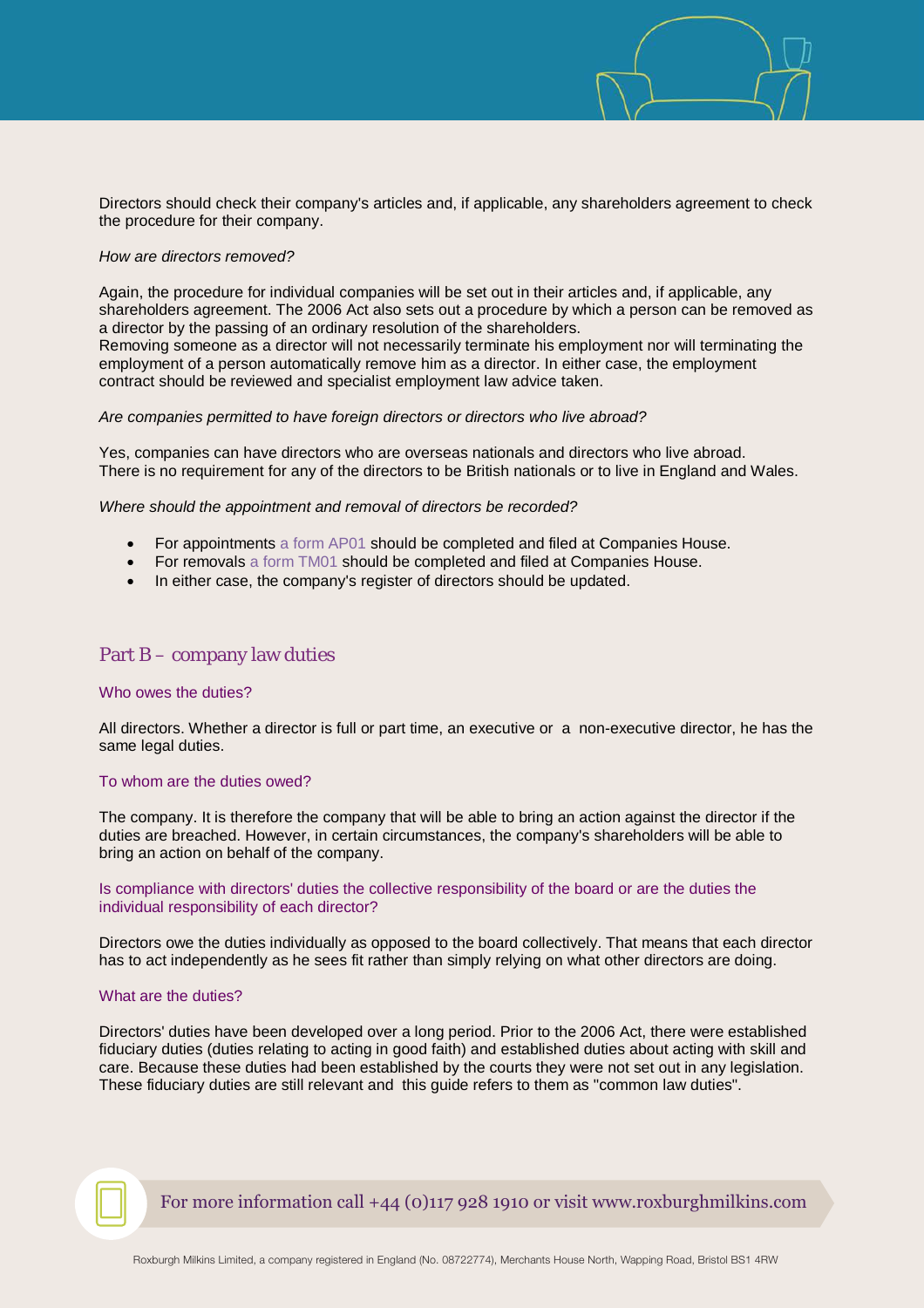Directors should check their company's articles and, if applicable, any shareholders agreement to check the procedure for their company.

*How are directors removed?*

Again, the procedure for individual companies will be set out in their articles and, if applicable, any shareholders agreement. The 2006 Act also sets out a procedure by which a person can be removed as a director by the passing of an ordinary resolution of the shareholders.
Removing someone as a director will not necessarily terminate his employment nor will terminating the employment of a person automatically remove him as a director. In either case, the employment contract should be reviewed and specialist employment law advice taken.

*Are companies permitted to have foreign directors or directors who live abroad?*

Yes, companies can have directors who are overseas nationals and directors who live abroad. There is no requirement for any of the directors to be British nationals or to live in England and Wales.

*Where should the appointment and removal of directors be recorded?*

- For appointments a form AP01 should be completed and filed at Companies House.
- For removals a form TM01 should be completed and filed at Companies House.
- In either case, the company's register of directors should be updated.

## Part B – company law duties

### Who owes the duties?

All directors. Whether a director is full or part time, an executive or a non-executive director, he has the same legal duties.

### To whom are the duties owed?

The company. It is therefore the company that will be able to bring an action against the director if the duties are breached. However, in certain circumstances, the company's shareholders will be able to bring an action on behalf of the company.

### Is compliance with directors' duties the collective responsibility of the board or are the duties the individual responsibility of each director?

Directors owe the duties individually as opposed to the board collectively. That means that each director has to act independently as he sees fit rather than simply relying on what other directors are doing.

### What are the duties?

Directors' duties have been developed over a long period. Prior to the 2006 Act, there were established fiduciary duties (duties relating to acting in good faith) and established duties about acting with skill and care. Because these duties had been established by the courts they were not set out in any legislation. These fiduciary duties are still relevant and this guide refers to them as "common law duties".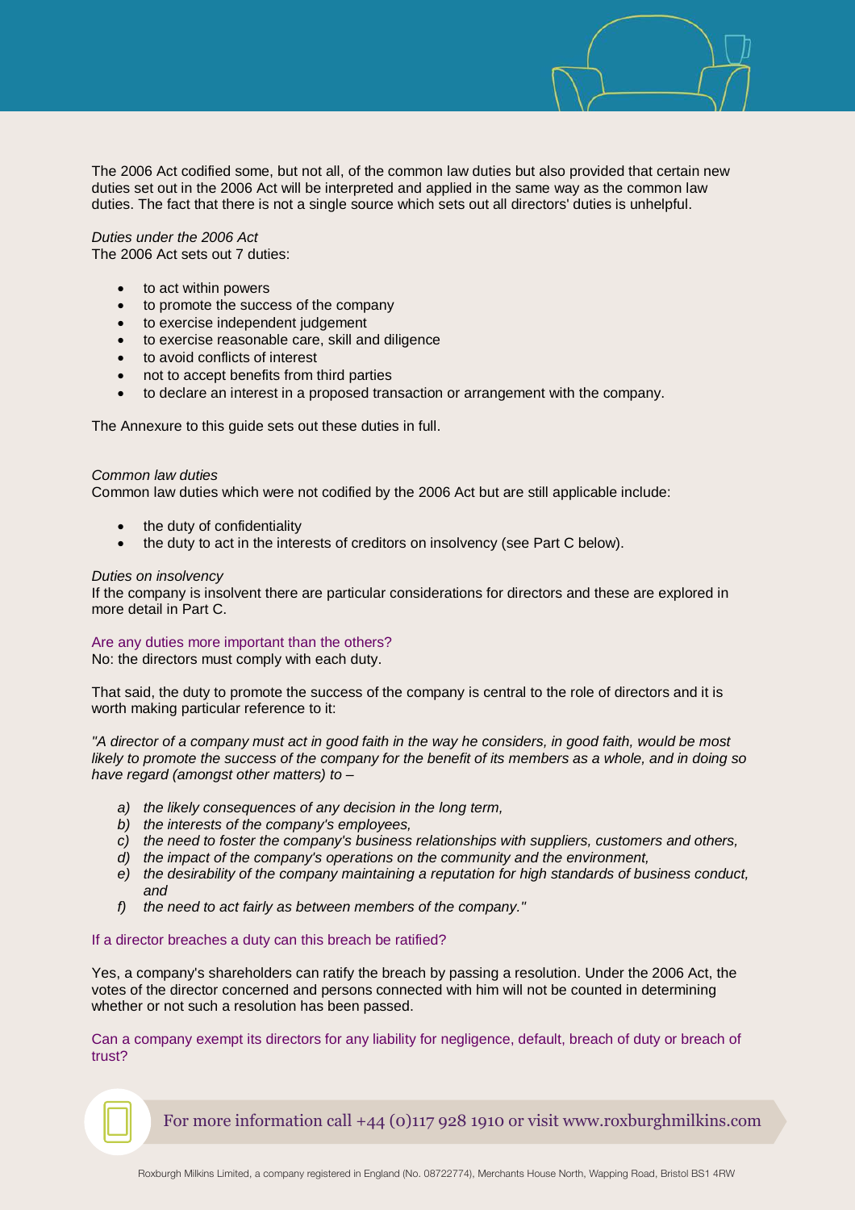The 2006 Act codified some, but not all, of the common law duties but also provided that certain new duties set out in the 2006 Act will be interpreted and applied in the same way as the common law duties. The fact that there is not a single source which sets out all directors' duties is unhelpful.

*Duties under the 2006 Act*
The 2006 Act sets out 7 duties:

- to act within powers
- to promote the success of the company
- to exercise independent judgement
- to exercise reasonable care, skill and diligence
- to avoid conflicts of interest
- not to accept benefits from third parties
- to declare an interest in a proposed transaction or arrangement with the company.

The Annexure to this guide sets out these duties in full.

*Common law duties*
Common law duties which were not codified by the 2006 Act but are still applicable include:

- the duty of confidentiality
- the duty to act in the interests of creditors on insolvency (see Part C below).

*Duties on insolvency*
If the company is insolvent there are particular considerations for directors and these are explored in more detail in Part C.

### Are any duties more important than the others?

No: the directors must comply with each duty.

That said, the duty to promote the success of the company is central to the role of directors and it is worth making particular reference to it:

*"A director of a company must act in good faith in the way he considers, in good faith, would be most likely to promote the success of the company for the benefit of its members as a whole, and in doing so have regard (amongst other matters) to –*

*a) the likely consequences of any decision in the long term,*
*b) the interests of the company's employees,*
*c) the need to foster the company's business relationships with suppliers, customers and others,*
*d) the impact of the company's operations on the community and the environment,*
*e) the desirability of the company maintaining a reputation for high standards of business conduct, and*
*f) the need to act fairly as between members of the company."*

### If a director breaches a duty can this breach be ratified?

Yes, a company's shareholders can ratify the breach by passing a resolution. Under the 2006 Act, the votes of the director concerned and persons connected with him will not be counted in determining whether or not such a resolution has been passed.

### Can a company exempt its directors for any liability for negligence, default, breach of duty or breach of trust?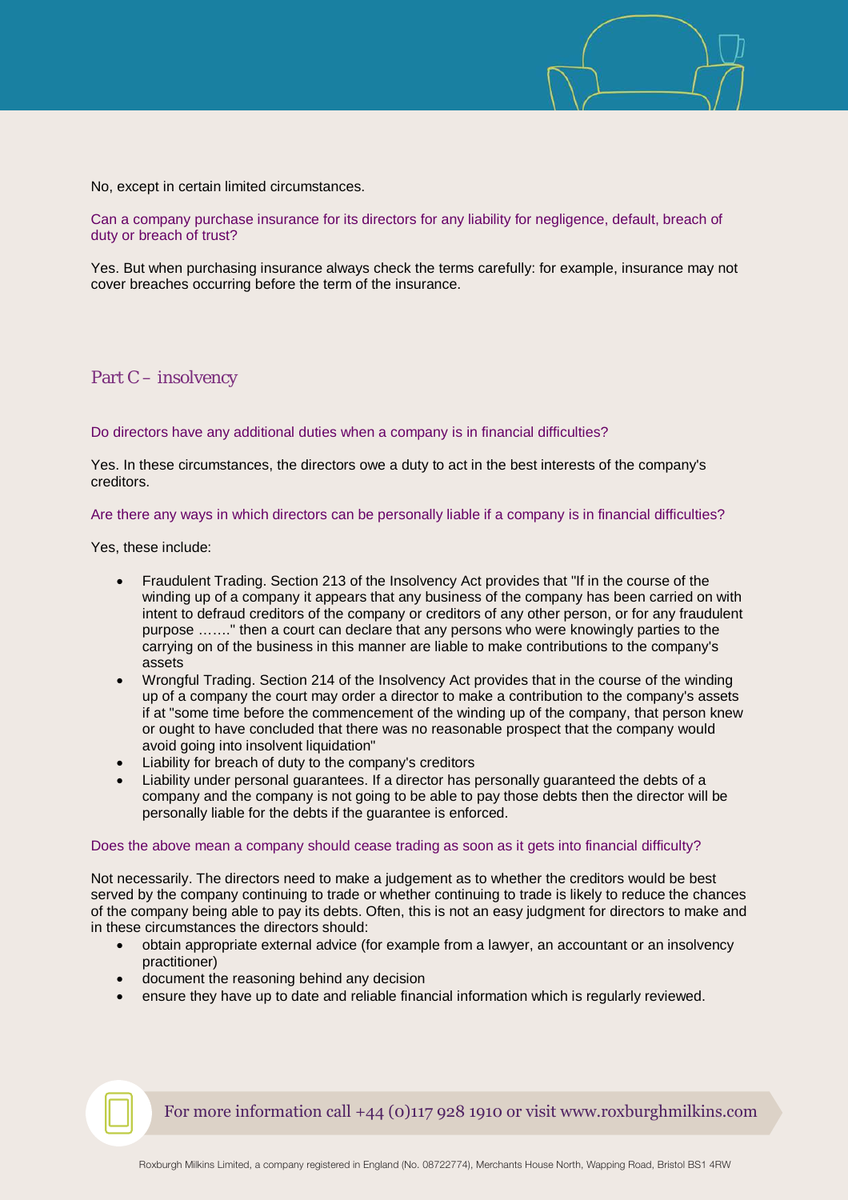No, except in certain limited circumstances.

Can a company purchase insurance for its directors for any liability for negligence, default, breach of duty or breach of trust?

Yes. But when purchasing insurance always check the terms carefully: for example, insurance may not cover breaches occurring before the term of the insurance.

## Part C – insolvency

Do directors have any additional duties when a company is in financial difficulties?

Yes. In these circumstances, the directors owe a duty to act in the best interests of the company's creditors.

Are there any ways in which directors can be personally liable if a company is in financial difficulties?

Yes, these include:

- Fraudulent Trading. Section 213 of the Insolvency Act provides that "If in the course of the winding up of a company it appears that any business of the company has been carried on with intent to defraud creditors of the company or creditors of any other person, or for any fraudulent purpose ……." then a court can declare that any persons who were knowingly parties to the carrying on of the business in this manner are liable to make contributions to the company's assets
- Wrongful Trading. Section 214 of the Insolvency Act provides that in the course of the winding up of a company the court may order a director to make a contribution to the company's assets if at "some time before the commencement of the winding up of the company, that person knew or ought to have concluded that there was no reasonable prospect that the company would avoid going into insolvent liquidation"
- Liability for breach of duty to the company's creditors
- Liability under personal guarantees. If a director has personally guaranteed the debts of a company and the company is not going to be able to pay those debts then the director will be personally liable for the debts if the guarantee is enforced.

Does the above mean a company should cease trading as soon as it gets into financial difficulty?

Not necessarily. The directors need to make a judgement as to whether the creditors would be best served by the company continuing to trade or whether continuing to trade is likely to reduce the chances of the company being able to pay its debts. Often, this is not an easy judgment for directors to make and in these circumstances the directors should:

- obtain appropriate external advice (for example from a lawyer, an accountant or an insolvency practitioner)
- document the reasoning behind any decision
- ensure they have up to date and reliable financial information which is regularly reviewed.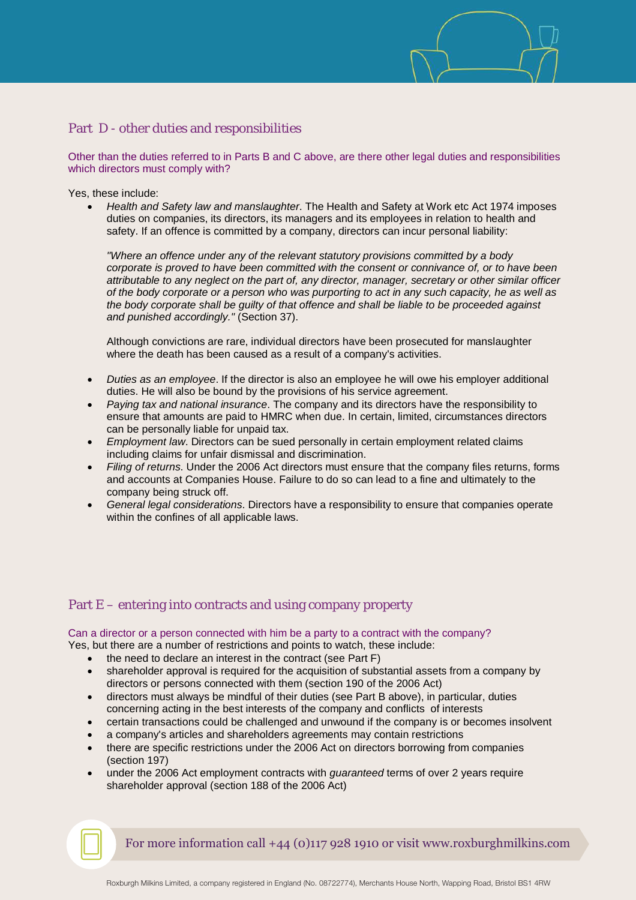## Part D - other duties and responsibilities

Other than the duties referred to in Parts B and C above, are there other legal duties and responsibilities which directors must comply with?

Yes, these include:

- *Health and Safety law and manslaughter*. The Health and Safety at Work etc Act 1974 imposes duties on companies, its directors, its managers and its employees in relation to health and safety. If an offence is committed by a company, directors can incur personal liability:

  *"Where an offence under any of the relevant statutory provisions committed by a body corporate is proved to have been committed with the consent or connivance of, or to have been attributable to any neglect on the part of, any director, manager, secretary or other similar officer of the body corporate or a person who was purporting to act in any such capacity, he as well as the body corporate shall be guilty of that offence and shall be liable to be proceeded against and punished accordingly."* (Section 37).

  Although convictions are rare, individual directors have been prosecuted for manslaughter where the death has been caused as a result of a company's activities.

- *Duties as an employee*. If the director is also an employee he will owe his employer additional duties. He will also be bound by the provisions of his service agreement.
- *Paying tax and national insurance*. The company and its directors have the responsibility to ensure that amounts are paid to HMRC when due. In certain, limited, circumstances directors can be personally liable for unpaid tax.
- *Employment law*. Directors can be sued personally in certain employment related claims including claims for unfair dismissal and discrimination.
- *Filing of returns*. Under the 2006 Act directors must ensure that the company files returns, forms and accounts at Companies House. Failure to do so can lead to a fine and ultimately to the company being struck off.
- *General legal considerations*. Directors have a responsibility to ensure that companies operate within the confines of all applicable laws.

## Part E – entering into contracts and using company property

Can a director or a person connected with him be a party to a contract with the company?

Yes, but there are a number of restrictions and points to watch, these include:

- the need to declare an interest in the contract (see Part F)
- shareholder approval is required for the acquisition of substantial assets from a company by directors or persons connected with them (section 190 of the 2006 Act)
- directors must always be mindful of their duties (see Part B above), in particular, duties concerning acting in the best interests of the company and conflicts of interests
- certain transactions could be challenged and unwound if the company is or becomes insolvent
- a company's articles and shareholders agreements may contain restrictions
- there are specific restrictions under the 2006 Act on directors borrowing from companies (section 197)
- under the 2006 Act employment contracts with *guaranteed* terms of over 2 years require shareholder approval (section 188 of the 2006 Act)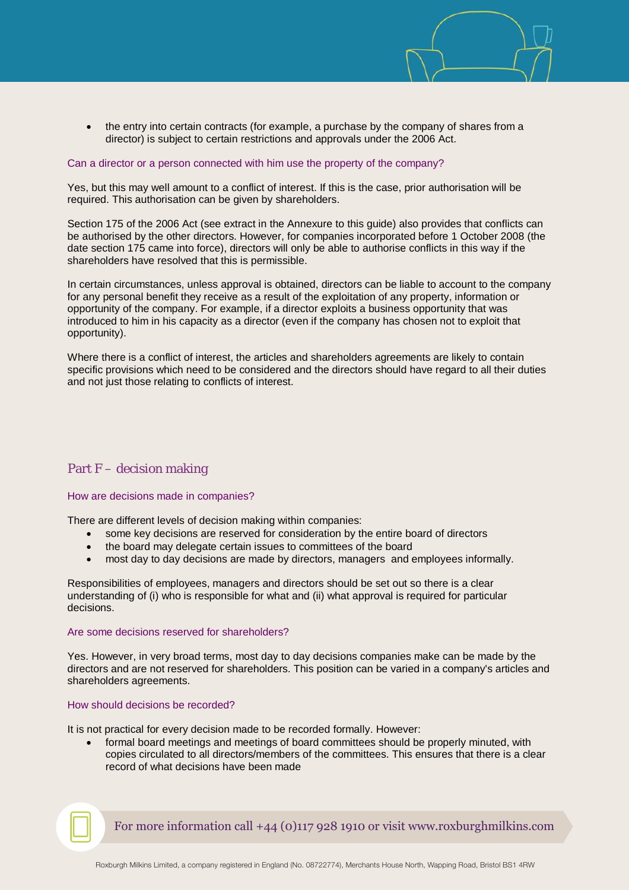- the entry into certain contracts (for example, a purchase by the company of shares from a director) is subject to certain restrictions and approvals under the 2006 Act.

### Can a director or a person connected with him use the property of the company?

Yes, but this may well amount to a conflict of interest. If this is the case, prior authorisation will be required. This authorisation can be given by shareholders.

Section 175 of the 2006 Act (see extract in the Annexure to this guide) also provides that conflicts can be authorised by the other directors. However, for companies incorporated before 1 October 2008 (the date section 175 came into force), directors will only be able to authorise conflicts in this way if the shareholders have resolved that this is permissible.

In certain circumstances, unless approval is obtained, directors can be liable to account to the company for any personal benefit they receive as a result of the exploitation of any property, information or opportunity of the company. For example, if a director exploits a business opportunity that was introduced to him in his capacity as a director (even if the company has chosen not to exploit that opportunity).

Where there is a conflict of interest, the articles and shareholders agreements are likely to contain specific provisions which need to be considered and the directors should have regard to all their duties and not just those relating to conflicts of interest.

## Part F – decision making

### How are decisions made in companies?

There are different levels of decision making within companies:

- some key decisions are reserved for consideration by the entire board of directors
- the board may delegate certain issues to committees of the board
- most day to day decisions are made by directors, managers and employees informally.

Responsibilities of employees, managers and directors should be set out so there is a clear understanding of (i) who is responsible for what and (ii) what approval is required for particular decisions.

### Are some decisions reserved for shareholders?

Yes. However, in very broad terms, most day to day decisions companies make can be made by the directors and are not reserved for shareholders. This position can be varied in a company's articles and shareholders agreements.

### How should decisions be recorded?

It is not practical for every decision made to be recorded formally. However:

- formal board meetings and meetings of board committees should be properly minuted, with copies circulated to all directors/members of the committees. This ensures that there is a clear record of what decisions have been made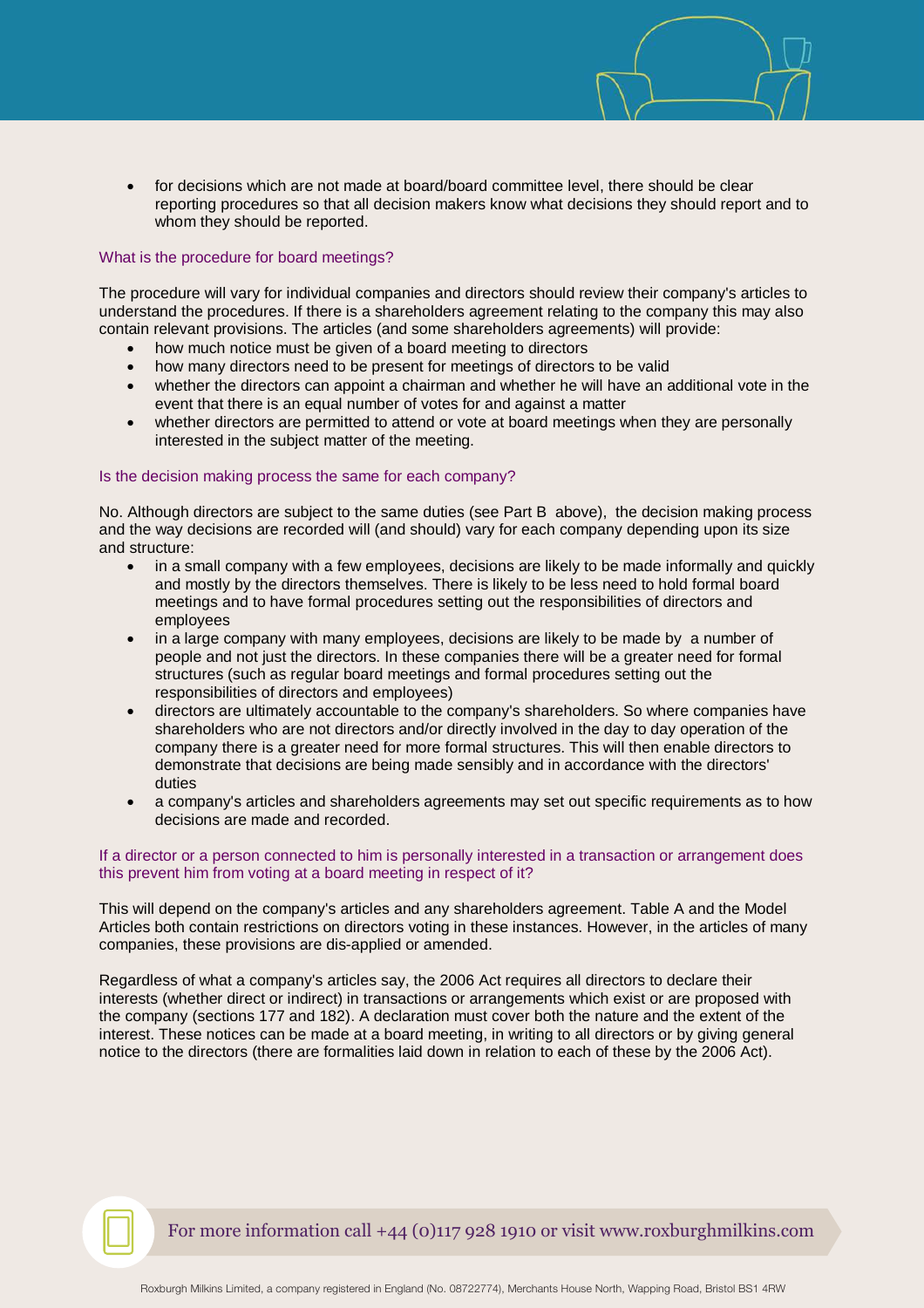- for decisions which are not made at board/board committee level, there should be clear reporting procedures so that all decision makers know what decisions they should report and to whom they should be reported.

### What is the procedure for board meetings?

The procedure will vary for individual companies and directors should review their company's articles to understand the procedures. If there is a shareholders agreement relating to the company this may also contain relevant provisions. The articles (and some shareholders agreements) will provide:

- how much notice must be given of a board meeting to directors
- how many directors need to be present for meetings of directors to be valid
- whether the directors can appoint a chairman and whether he will have an additional vote in the event that there is an equal number of votes for and against a matter
- whether directors are permitted to attend or vote at board meetings when they are personally interested in the subject matter of the meeting.

### Is the decision making process the same for each company?

No. Although directors are subject to the same duties (see Part B above), the decision making process and the way decisions are recorded will (and should) vary for each company depending upon its size and structure:

- in a small company with a few employees, decisions are likely to be made informally and quickly and mostly by the directors themselves. There is likely to be less need to hold formal board meetings and to have formal procedures setting out the responsibilities of directors and employees
- in a large company with many employees, decisions are likely to be made by a number of people and not just the directors. In these companies there will be a greater need for formal structures (such as regular board meetings and formal procedures setting out the responsibilities of directors and employees)
- directors are ultimately accountable to the company's shareholders. So where companies have shareholders who are not directors and/or directly involved in the day to day operation of the company there is a greater need for more formal structures. This will then enable directors to demonstrate that decisions are being made sensibly and in accordance with the directors' duties
- a company's articles and shareholders agreements may set out specific requirements as to how decisions are made and recorded.

### If a director or a person connected to him is personally interested in a transaction or arrangement does this prevent him from voting at a board meeting in respect of it?

This will depend on the company's articles and any shareholders agreement. Table A and the Model Articles both contain restrictions on directors voting in these instances. However, in the articles of many companies, these provisions are dis-applied or amended.

Regardless of what a company's articles say, the 2006 Act requires all directors to declare their interests (whether direct or indirect) in transactions or arrangements which exist or are proposed with the company (sections 177 and 182). A declaration must cover both the nature and the extent of the interest. These notices can be made at a board meeting, in writing to all directors or by giving general notice to the directors (there are formalities laid down in relation to each of these by the 2006 Act).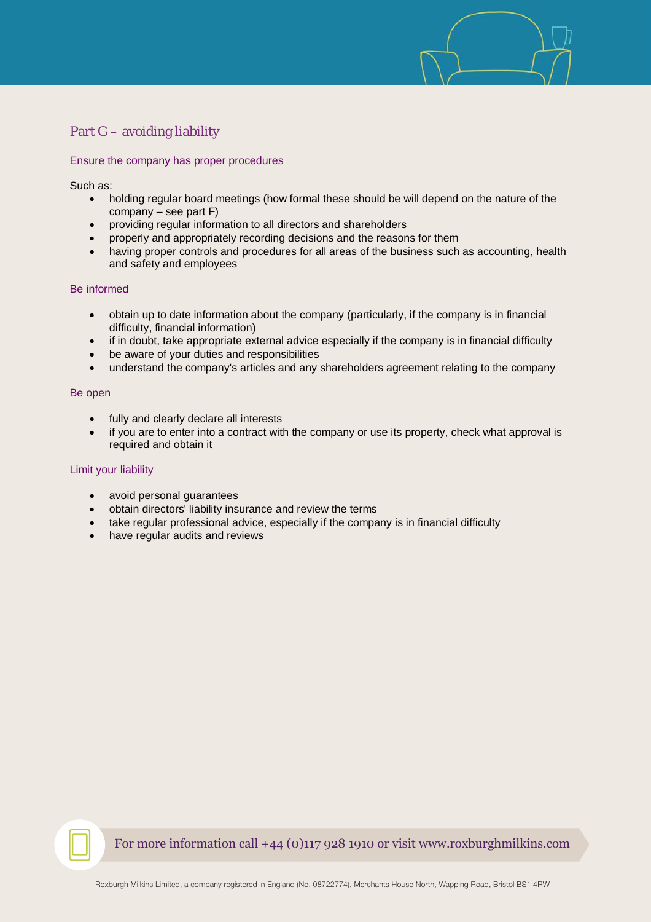## Part G – avoiding liability

### Ensure the company has proper procedures

Such as:

- holding regular board meetings (how formal these should be will depend on the nature of the company – see part F)
- providing regular information to all directors and shareholders
- properly and appropriately recording decisions and the reasons for them
- having proper controls and procedures for all areas of the business such as accounting, health and safety and employees

### Be informed

- obtain up to date information about the company (particularly, if the company is in financial difficulty, financial information)
- if in doubt, take appropriate external advice especially if the company is in financial difficulty
- be aware of your duties and responsibilities
- understand the company's articles and any shareholders agreement relating to the company

### Be open

- fully and clearly declare all interests
- if you are to enter into a contract with the company or use its property, check what approval is required and obtain it

### Limit your liability

- avoid personal guarantees
- obtain directors' liability insurance and review the terms
- take regular professional advice, especially if the company is in financial difficulty
- have regular audits and reviews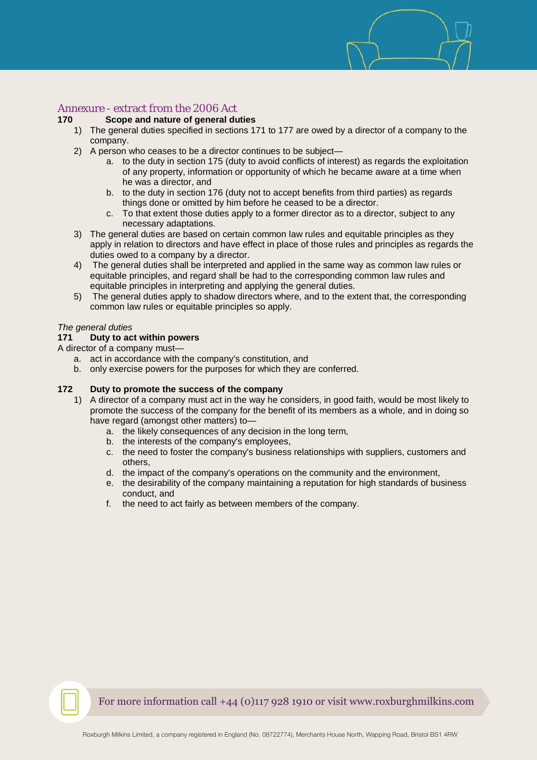## Annexure - extract from the 2006 Act

### 170 Scope and nature of general duties

1) The general duties specified in sections 171 to 177 are owed by a director of a company to the company.
2) A person who ceases to be a director continues to be subject—
   a. to the duty in section 175 (duty to avoid conflicts of interest) as regards the exploitation of any property, information or opportunity of which he became aware at a time when he was a director, and
   b. to the duty in section 176 (duty not to accept benefits from third parties) as regards things done or omitted by him before he ceased to be a director.
   c. To that extent those duties apply to a former director as to a director, subject to any necessary adaptations.
3) The general duties are based on certain common law rules and equitable principles as they apply in relation to directors and have effect in place of those rules and principles as regards the duties owed to a company by a director.
4) The general duties shall be interpreted and applied in the same way as common law rules or equitable principles, and regard shall be had to the corresponding common law rules and equitable principles in interpreting and applying the general duties.
5) The general duties apply to shadow directors where, and to the extent that, the corresponding common law rules or equitable principles so apply.

*The general duties*

### 171 Duty to act within powers

A director of a company must—

a. act in accordance with the company's constitution, and
b. only exercise powers for the purposes for which they are conferred.

### 172 Duty to promote the success of the company

1) A director of a company must act in the way he considers, in good faith, would be most likely to promote the success of the company for the benefit of its members as a whole, and in doing so have regard (amongst other matters) to—
   a. the likely consequences of any decision in the long term,
   b. the interests of the company's employees,
   c. the need to foster the company's business relationships with suppliers, customers and others,
   d. the impact of the company's operations on the community and the environment,
   e. the desirability of the company maintaining a reputation for high standards of business conduct, and
   f. the need to act fairly as between members of the company.

For more information call +44 (0)117 928 1910 or visit www.roxburghmilkins.com

Roxburgh Milkins Limited, a company registered in England (No. 08722774), Merchants House North, Wapping Road, Bristol BS1 4RW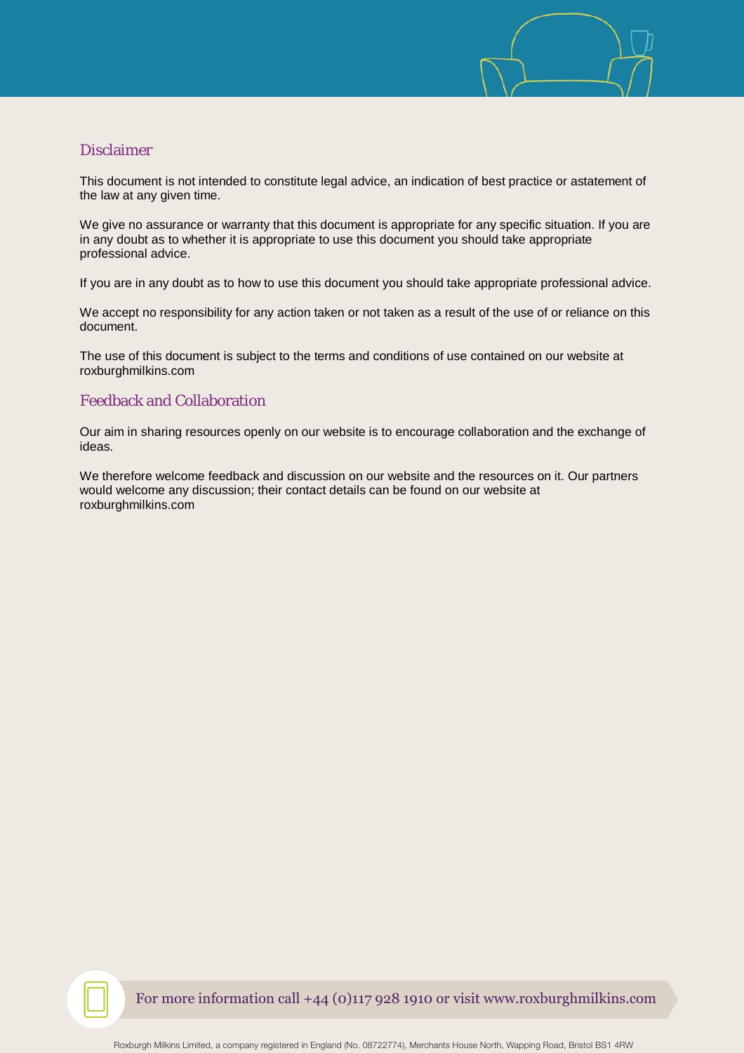## Disclaimer

This document is not intended to constitute legal advice, an indication of best practice or astatement of the law at any given time.

We give no assurance or warranty that this document is appropriate for any specific situation. If you are in any doubt as to whether it is appropriate to use this document you should take appropriate professional advice.

If you are in any doubt as to how to use this document you should take appropriate professional advice.

We accept no responsibility for any action taken or not taken as a result of the use of or reliance on this document.

The use of this document is subject to the terms and conditions of use contained on our website at roxburghmilkins.com

## Feedback and Collaboration

Our aim in sharing resources openly on our website is to encourage collaboration and the exchange of ideas.

We therefore welcome feedback and discussion on our website and the resources on it. Our partners would welcome any discussion; their contact details can be found on our website at roxburghmilkins.com

For more information call +44 (0)117 928 1910 or visit www.roxburghmilkins.com

Roxburgh Milkins Limited, a company registered in England (No. 08722774), Merchants House North, Wapping Road, Bristol BS1 4RW